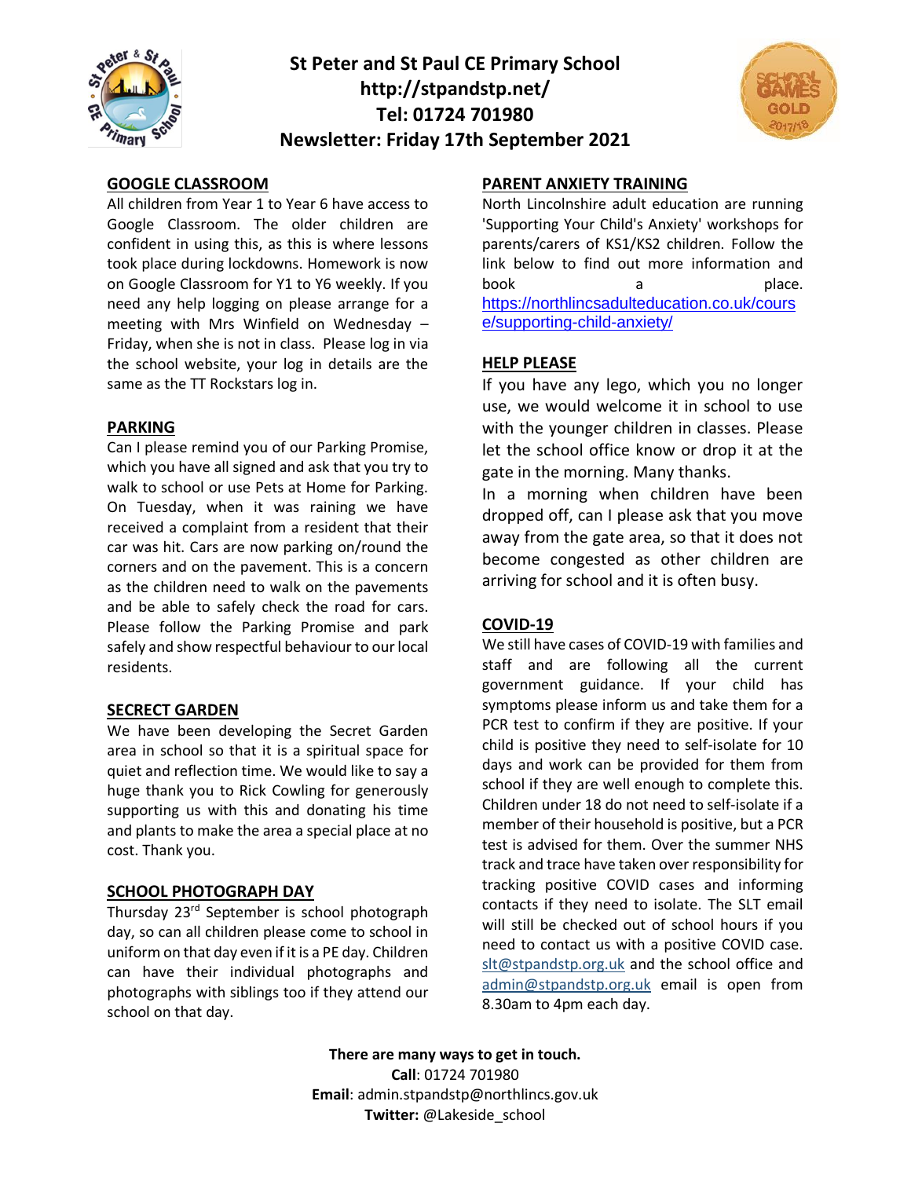# St Peter and St Paul CE Primary School

**http://stpandstp.net/**

**Tel: 01724 701980**

**Newsletter: Friday 17th September 2021**

## GOOGLE CLASSROOM

All children from Year 1 to Year 6 have access to Google Classroom. The older children are confident in using this, as this is where lessons took place during lockdowns. Homework is now on Google Classroom for Y1 to Y6 weekly. If you need any help logging on please arrange for a meeting with Mrs Winfield on Wednesday – Friday, when she is not in class. Please log in via the school website, your log in details are the same as the TT Rockstars log in.

## PARKING

Can I please remind you of our Parking Promise, which you have all signed and ask that you try to walk to school or use Pets at Home for Parking. On Tuesday, when it was raining we have received a complaint from a resident that their car was hit. Cars are now parking on/round the corners and on the pavement. This is a concern as the children need to walk on the pavements and be able to safely check the road for cars. Please follow the Parking Promise and park safely and show respectful behaviour to our local residents.

## SECRECT GARDEN

We have been developing the Secret Garden area in school so that it is a spiritual space for quiet and reflection time. We would like to say a huge thank you to Rick Cowling for generously supporting us with this and donating his time and plants to make the area a special place at no cost. Thank you.

## SCHOOL PHOTOGRAPH DAY

Thursday 23rd September is school photograph day, so can all children please come to school in uniform on that day even if it is a PE day. Children can have their individual photographs and photographs with siblings too if they attend our school on that day.

## PARENT ANXIETY TRAINING

North Lincolnshire adult education are running 'Supporting Your Child's Anxiety' workshops for parents/carers of KS1/KS2 children. Follow the link below to find out more information and book a place.
https://northlincsadulteducation.co.uk/course/supporting-child-anxiety/

## HELP PLEASE

If you have any lego, which you no longer use, we would welcome it in school to use with the younger children in classes. Please let the school office know or drop it at the gate in the morning. Many thanks.

In a morning when children have been dropped off, can I please ask that you move away from the gate area, so that it does not become congested as other children are arriving for school and it is often busy.

## COVID-19

We still have cases of COVID-19 with families and staff and are following all the current government guidance. If your child has symptoms please inform us and take them for a PCR test to confirm if they are positive. If your child is positive they need to self-isolate for 10 days and work can be provided for them from school if they are well enough to complete this. Children under 18 do not need to self-isolate if a member of their household is positive, but a PCR test is advised for them. Over the summer NHS track and trace have taken over responsibility for tracking positive COVID cases and informing contacts if they need to isolate. The SLT email will still be checked out of school hours if you need to contact us with a positive COVID case. slt@stpandstp.org.uk and the school office and admin@stpandstp.org.uk email is open from 8.30am to 4pm each day.

**There are many ways to get in touch.**

**Call**: 01724 701980

**Email**: admin.stpandstp@northlincs.gov.uk

**Twitter:** @Lakeside_school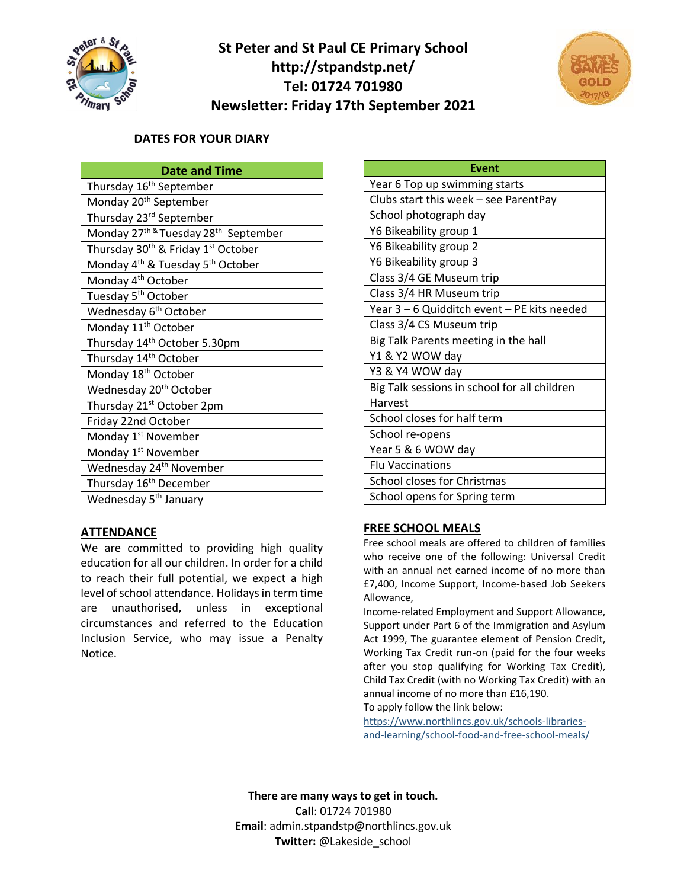# St Peter and St Paul CE Primary School

**http://stpandstp.net/**

**Tel: 01724 701980**

**Newsletter: Friday 17th September 2021**

## DATES FOR YOUR DIARY

| Date and Time | Event |
|---|---|
| Thursday 16th September | Year 6 Top up swimming starts |
| Monday 20th September | Clubs start this week – see ParentPay |
| Thursday 23rd September | School photograph day |
| Monday 27th & Tuesday 28th September | Y6 Bikeability group 1 |
| Thursday 30th & Friday 1st October | Y6 Bikeability group 2 |
| Monday 4th & Tuesday 5th October | Y6 Bikeability group 3 |
| Monday 4th October | Class 3/4 GE Museum trip |
| Tuesday 5th October | Class 3/4 HR Museum trip |
| Wednesday 6th October | Year 3 – 6 Quidditch event – PE kits needed |
| Monday 11th October | Class 3/4 CS Museum trip |
| Thursday 14th October 5.30pm | Big Talk Parents meeting in the hall |
| Thursday 14th October | Y1 & Y2 WOW day |
| Monday 18th October | Y3 & Y4 WOW day |
| Wednesday 20th October | Big Talk sessions in school for all children |
| Thursday 21st October 2pm | Harvest |
| Friday 22nd October | School closes for half term |
| Monday 1st November | School re-opens |
| Monday 1st November | Year 5 & 6 WOW day |
| Wednesday 24th November | Flu Vaccinations |
| Thursday 16th December | School closes for Christmas |
| Wednesday 5th January | School opens for Spring term |

## ATTENDANCE

We are committed to providing high quality education for all our children. In order for a child to reach their full potential, we expect a high level of school attendance. Holidays in term time are unauthorised, unless in exceptional circumstances and referred to the Education Inclusion Service, who may issue a Penalty Notice.

## FREE SCHOOL MEALS

Free school meals are offered to children of families who receive one of the following: Universal Credit with an annual net earned income of no more than £7,400, Income Support, Income-based Job Seekers Allowance,

Income-related Employment and Support Allowance, Support under Part 6 of the Immigration and Asylum Act 1999, The guarantee element of Pension Credit, Working Tax Credit run-on (paid for the four weeks after you stop qualifying for Working Tax Credit), Child Tax Credit (with no Working Tax Credit) with an annual income of no more than £16,190.

To apply follow the link below:

https://www.northlincs.gov.uk/schools-libraries-and-learning/school-food-and-free-school-meals/

**There are many ways to get in touch.**

**Call**: 01724 701980

**Email**: admin.stpandstp@northlincs.gov.uk

**Twitter:** @Lakeside_school